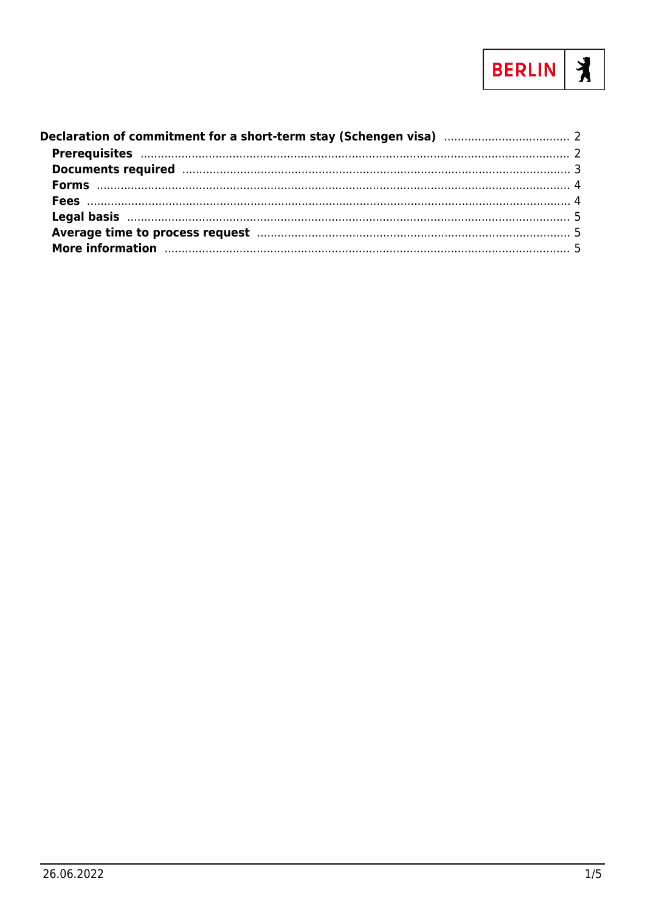Declaration of commitment for a short-term stay (Schengen visa) ..................................... 2
- Prerequisites ..................................... 2
- Documents required ..................................... 3
- Forms ..................................... 4
- Fees ..................................... 4
- Legal basis ..................................... 5
- Average time to process request ..................................... 5
- More information ..................................... 5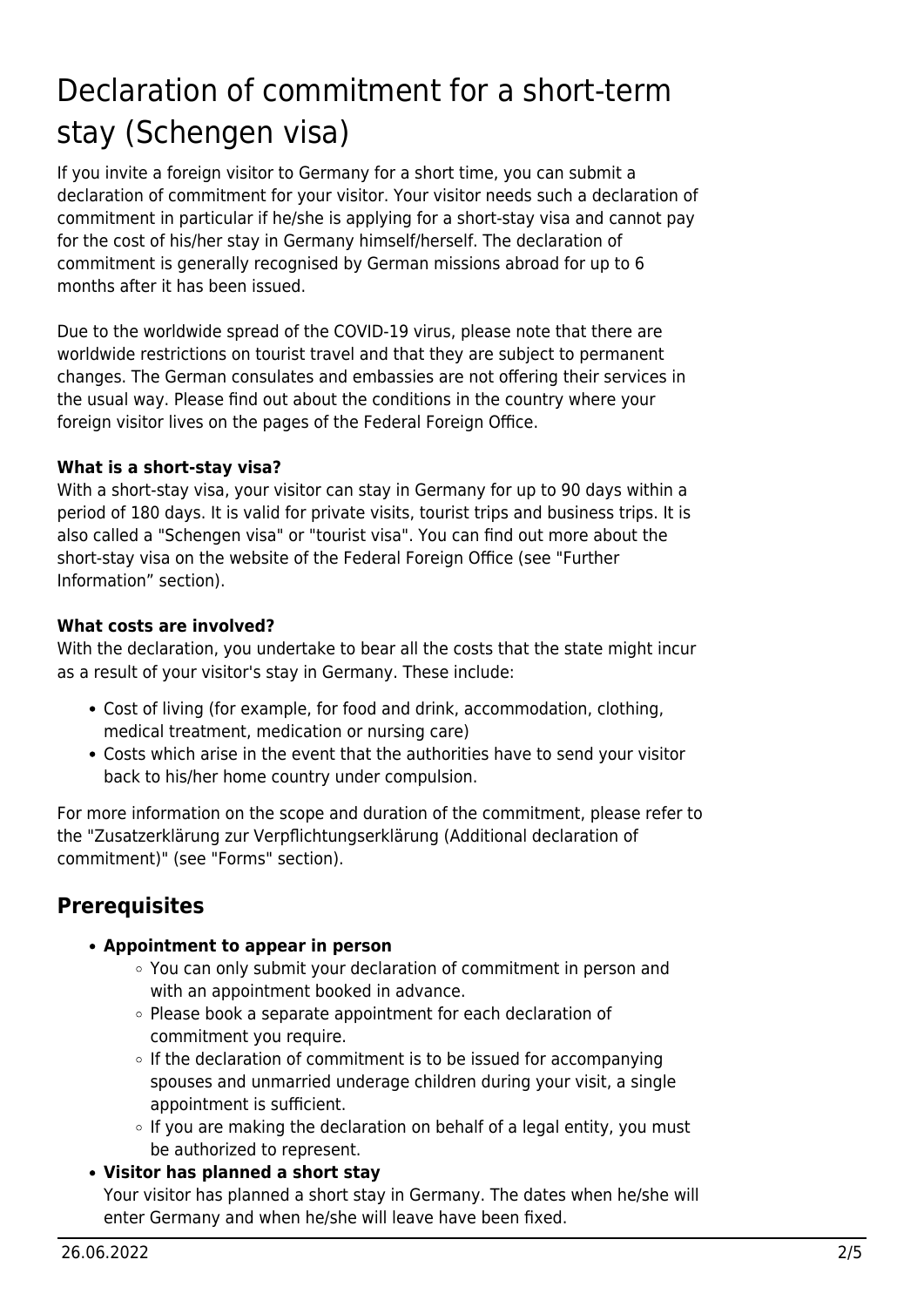# Declaration of commitment for a short-term stay (Schengen visa)

If you invite a foreign visitor to Germany for a short time, you can submit a declaration of commitment for your visitor. Your visitor needs such a declaration of commitment in particular if he/she is applying for a short-stay visa and cannot pay for the cost of his/her stay in Germany himself/herself. The declaration of commitment is generally recognised by German missions abroad for up to 6 months after it has been issued.

Due to the worldwide spread of the COVID-19 virus, please note that there are worldwide restrictions on tourist travel and that they are subject to permanent changes. The German consulates and embassies are not offering their services in the usual way. Please find out about the conditions in the country where your foreign visitor lives on the pages of the Federal Foreign Office.

**What is a short-stay visa?**
With a short-stay visa, your visitor can stay in Germany for up to 90 days within a period of 180 days. It is valid for private visits, tourist trips and business trips. It is also called a "Schengen visa" or "tourist visa". You can find out more about the short-stay visa on the website of the Federal Foreign Office (see "Further Information" section).

**What costs are involved?**
With the declaration, you undertake to bear all the costs that the state might incur as a result of your visitor's stay in Germany. These include:

- Cost of living (for example, for food and drink, accommodation, clothing, medical treatment, medication or nursing care)
- Costs which arise in the event that the authorities have to send your visitor back to his/her home country under compulsion.

For more information on the scope and duration of the commitment, please refer to the "Zusatzerklärung zur Verpflichtungserklärung (Additional declaration of commitment)" (see "Forms" section).

## Prerequisites

- **Appointment to appear in person**
  - You can only submit your declaration of commitment in person and with an appointment booked in advance.
  - Please book a separate appointment for each declaration of commitment you require.
  - If the declaration of commitment is to be issued for accompanying spouses and unmarried underage children during your visit, a single appointment is sufficient.
  - If you are making the declaration on behalf of a legal entity, you must be authorized to represent.
- **Visitor has planned a short stay**
  Your visitor has planned a short stay in Germany. The dates when he/she will enter Germany and when he/she will leave have been fixed.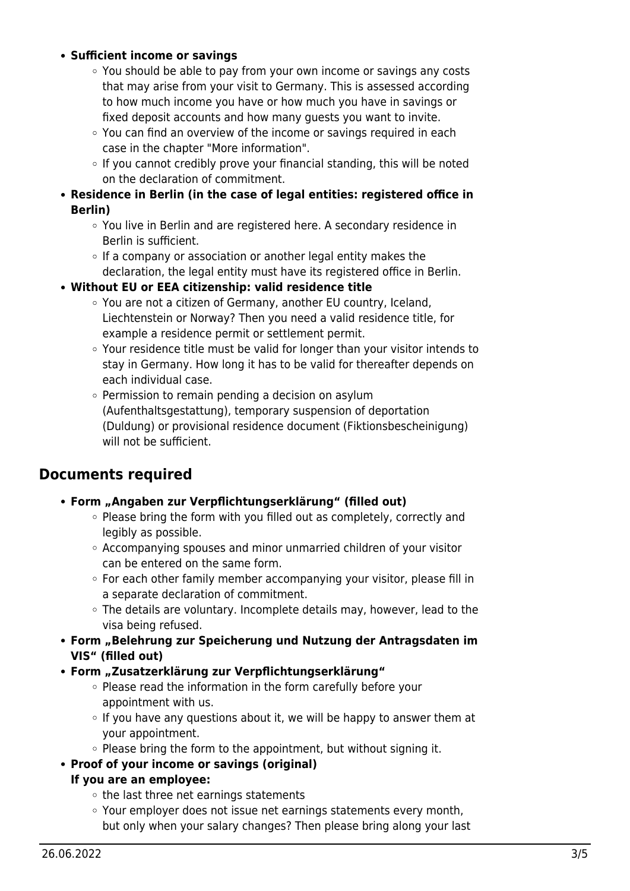- **Sufficient income or savings**
  - You should be able to pay from your own income or savings any costs that may arise from your visit to Germany. This is assessed according to how much income you have or how much you have in savings or fixed deposit accounts and how many guests you want to invite.
  - You can find an overview of the income or savings required in each case in the chapter "More information".
  - If you cannot credibly prove your financial standing, this will be noted on the declaration of commitment.
- **Residence in Berlin (in the case of legal entities: registered office in Berlin)**
  - You live in Berlin and are registered here. A secondary residence in Berlin is sufficient.
  - If a company or association or another legal entity makes the declaration, the legal entity must have its registered office in Berlin.
- **Without EU or EEA citizenship: valid residence title**
  - You are not a citizen of Germany, another EU country, Iceland, Liechtenstein or Norway? Then you need a valid residence title, for example a residence permit or settlement permit.
  - Your residence title must be valid for longer than your visitor intends to stay in Germany. How long it has to be valid for thereafter depends on each individual case.
  - Permission to remain pending a decision on asylum (Aufenthaltsgestattung), temporary suspension of deportation (Duldung) or provisional residence document (Fiktionsbescheinigung) will not be sufficient.

## Documents required

- **Form „Angaben zur Verpflichtungserklärung" (filled out)**
  - Please bring the form with you filled out as completely, correctly and legibly as possible.
  - Accompanying spouses and minor unmarried children of your visitor can be entered on the same form.
  - For each other family member accompanying your visitor, please fill in a separate declaration of commitment.
  - The details are voluntary. Incomplete details may, however, lead to the visa being refused.
- **Form „Belehrung zur Speicherung und Nutzung der Antragsdaten im VIS" (filled out)**
- **Form „Zusatzerklärung zur Verpflichtungserklärung"**
  - Please read the information in the form carefully before your appointment with us.
  - If you have any questions about it, we will be happy to answer them at your appointment.
  - Please bring the form to the appointment, but without signing it.
- **Proof of your income or savings (original)**
  **If you are an employee:**
  - the last three net earnings statements
  - Your employer does not issue net earnings statements every month, but only when your salary changes? Then please bring along your last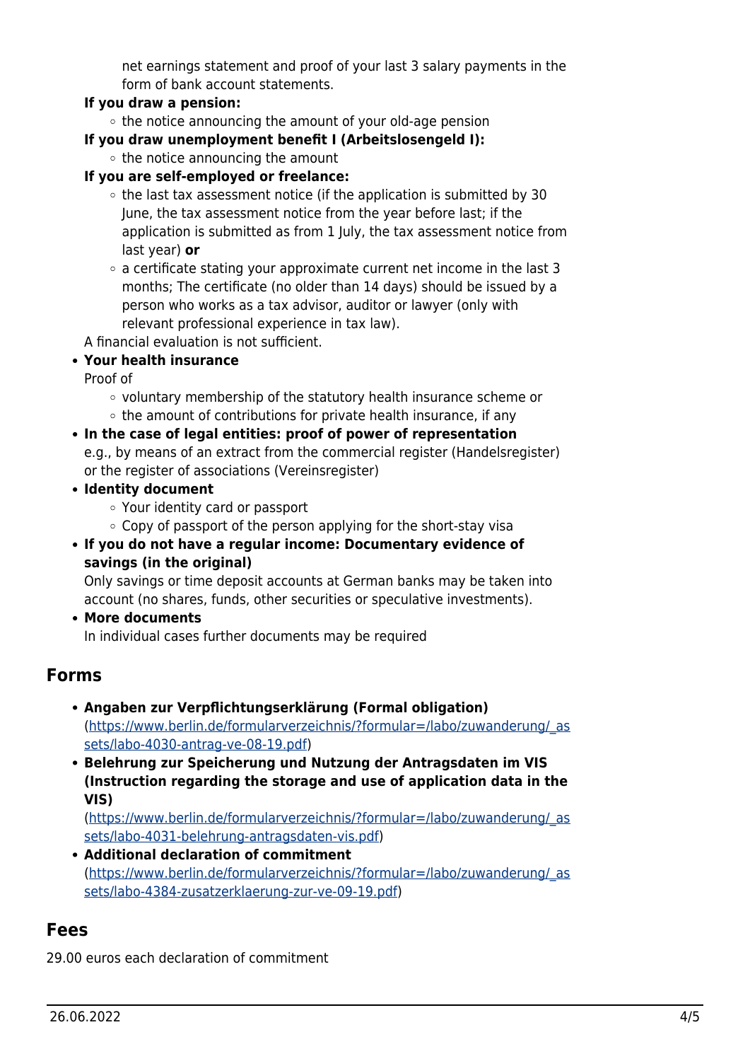net earnings statement and proof of your last 3 salary payments in the form of bank account statements.

  **If you draw a pension:**
    - the notice announcing the amount of your old-age pension

  **If you draw unemployment benefit I (Arbeitslosengeld I):**
    - the notice announcing the amount

  **If you are self-employed or freelance:**
    - the last tax assessment notice (if the application is submitted by 30 June, the tax assessment notice from the year before last; if the application is submitted as from 1 July, the tax assessment notice from last year) **or**
    - a certificate stating your approximate current net income in the last 3 months; The certificate (no older than 14 days) should be issued by a person who works as a tax advisor, auditor or lawyer (only with relevant professional experience in tax law).

  A financial evaluation is not sufficient.

- **Your health insurance**
  Proof of
    - voluntary membership of the statutory health insurance scheme or
    - the amount of contributions for private health insurance, if any
- **In the case of legal entities: proof of power of representation**
  e.g., by means of an extract from the commercial register (Handelsregister) or the register of associations (Vereinsregister)
- **Identity document**
    - Your identity card or passport
    - Copy of passport of the person applying for the short-stay visa
- **If you do not have a regular income: Documentary evidence of savings (in the original)**
  Only savings or time deposit accounts at German banks may be taken into account (no shares, funds, other securities or speculative investments).
- **More documents**
  In individual cases further documents may be required

## Forms

- **Angaben zur Verpflichtungserklärung (Formal obligation)**
  (https://www.berlin.de/formularverzeichnis/?formular=/labo/zuwanderung/_assets/labo-4030-antrag-ve-08-19.pdf)
- **Belehrung zur Speicherung und Nutzung der Antragsdaten im VIS (Instruction regarding the storage and use of application data in the VIS)**
  (https://www.berlin.de/formularverzeichnis/?formular=/labo/zuwanderung/_assets/labo-4031-belehrung-antragsdaten-vis.pdf)
- **Additional declaration of commitment**
  (https://www.berlin.de/formularverzeichnis/?formular=/labo/zuwanderung/_assets/labo-4384-zusatzerklaerung-zur-ve-09-19.pdf)

## Fees

29.00 euros each declaration of commitment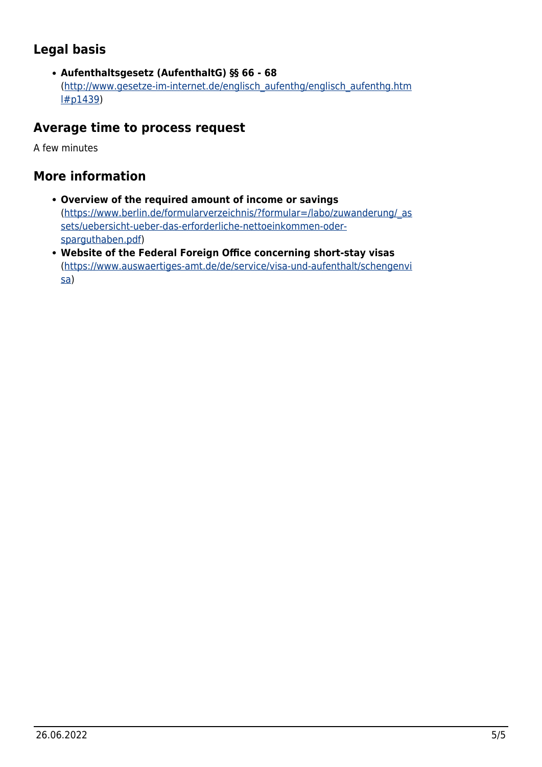## Legal basis

- **Aufenthaltsgesetz (AufenthaltG) §§ 66 - 68** (http://www.gesetze-im-internet.de/englisch_aufenthg/englisch_aufenthg.html#p1439)

## Average time to process request

A few minutes

## More information

- **Overview of the required amount of income or savings** (https://www.berlin.de/formularverzeichnis/?formular=/labo/zuwanderung/_assets/uebersicht-ueber-das-erforderliche-nettoeinkommen-oder-sparguthaben.pdf)
- **Website of the Federal Foreign Office concerning short-stay visas** (https://www.auswaertiges-amt.de/de/service/visa-und-aufenthalt/schengenvisa)